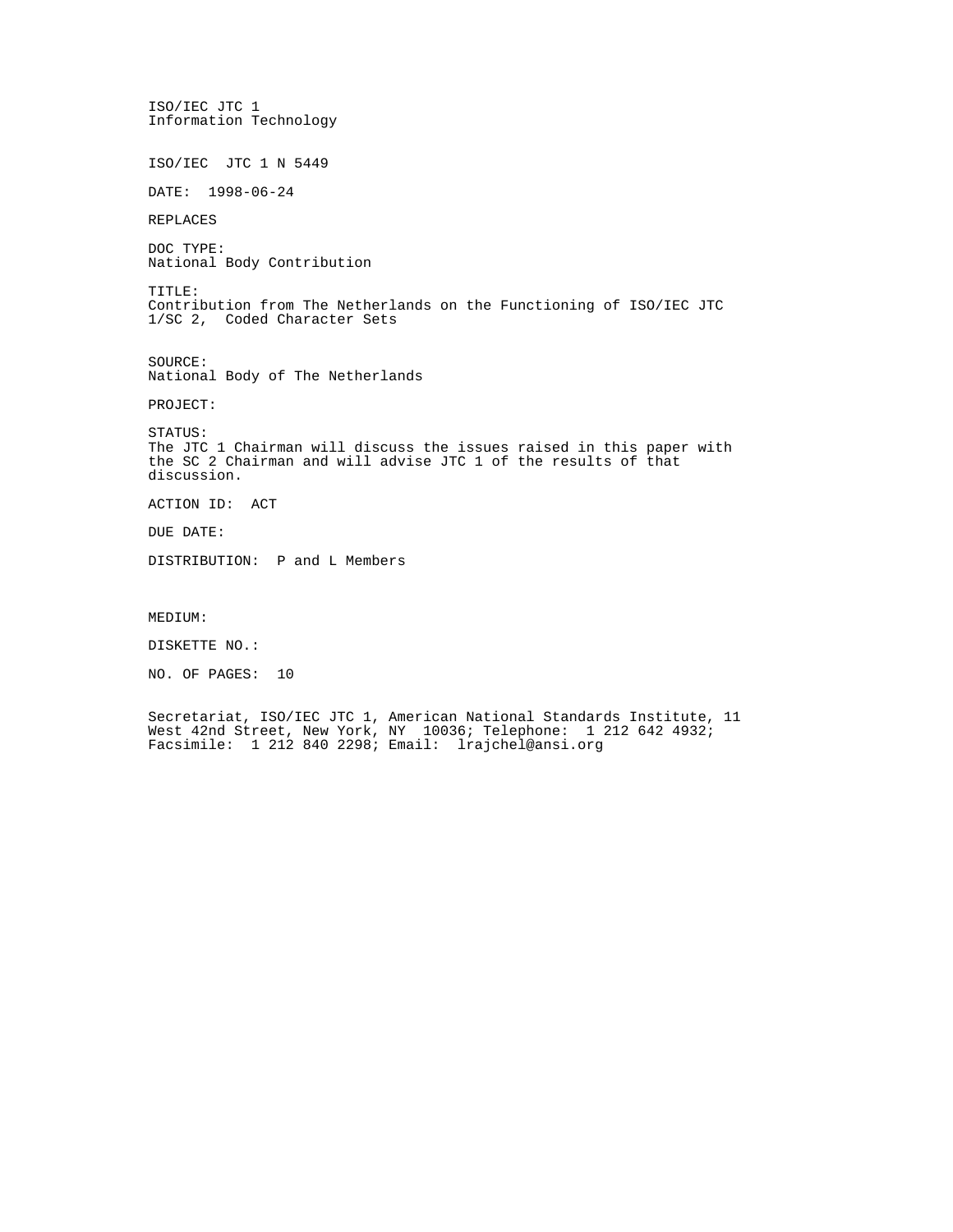ISO/IEC JTC 1
Information Technology

ISO/IEC JTC 1 N 5449

DATE: 1998-06-24

REPLACES

DOC TYPE:
National Body Contribution

TITLE:
Contribution from The Netherlands on the Functioning of ISO/IEC JTC 1/SC 2, Coded Character Sets

SOURCE:
National Body of The Netherlands

PROJECT:

STATUS:
The JTC 1 Chairman will discuss the issues raised in this paper with the SC 2 Chairman and will advise JTC 1 of the results of that discussion.

ACTION ID: ACT

DUE DATE:

DISTRIBUTION: P and L Members

MEDIUM:

DISKETTE NO.:

NO. OF PAGES: 10

Secretariat, ISO/IEC JTC 1, American National Standards Institute, 11 West 42nd Street, New York, NY 10036; Telephone: 1 212 642 4932; Facsimile: 1 212 840 2298; Email: lrajchel@ansi.org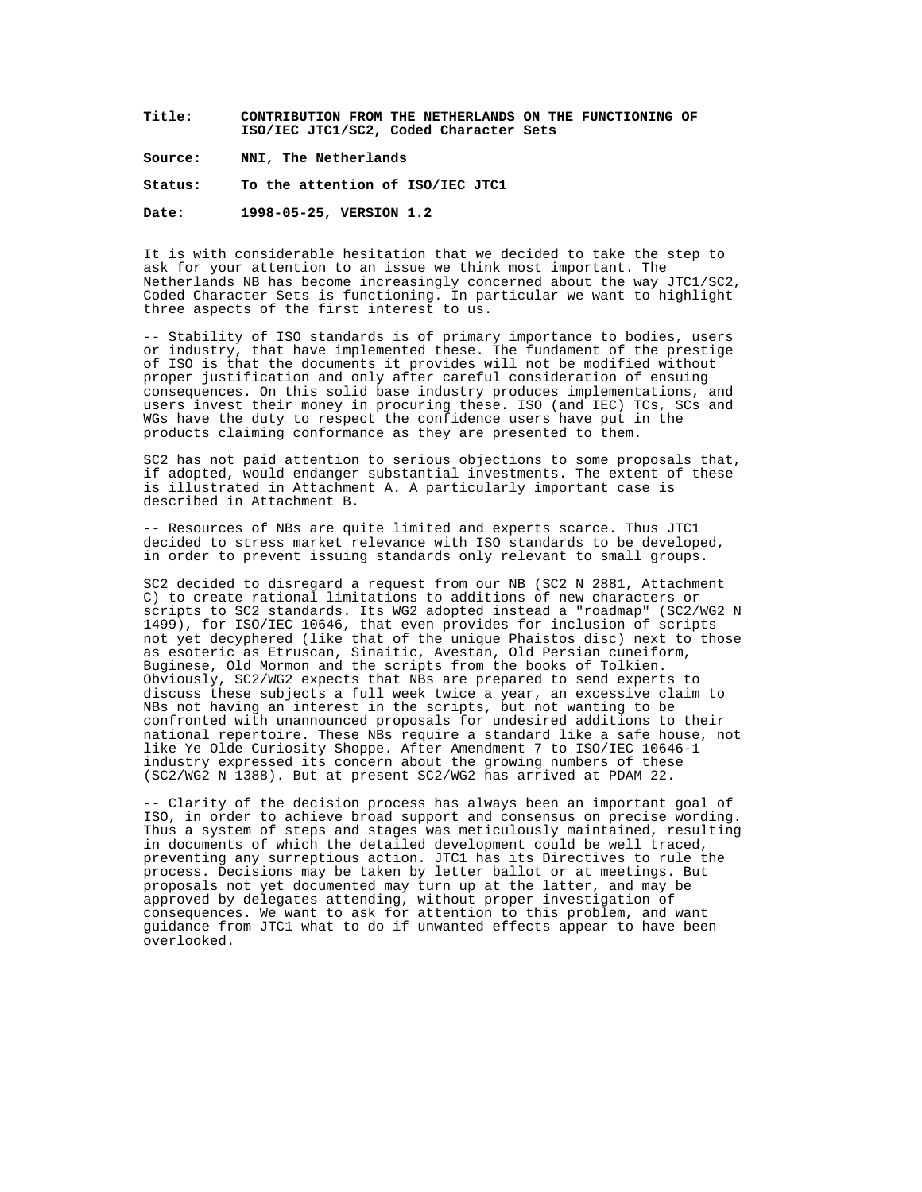**Title:** **CONTRIBUTION FROM THE NETHERLANDS ON THE FUNCTIONING OF ISO/IEC JTC1/SC2, Coded Character Sets**

**Source:** **NNI, The Netherlands**

**Status:** **To the attention of ISO/IEC JTC1**

**Date:** **1998-05-25, VERSION 1.2**

It is with considerable hesitation that we decided to take the step to ask for your attention to an issue we think most important. The Netherlands NB has become increasingly concerned about the way JTC1/SC2, Coded Character Sets is functioning. In particular we want to highlight three aspects of the first interest to us.

-- Stability of ISO standards is of primary importance to bodies, users or industry, that have implemented these. The fundament of the prestige of ISO is that the documents it provides will not be modified without proper justification and only after careful consideration of ensuing consequences. On this solid base industry produces implementations, and users invest their money in procuring these. ISO (and IEC) TCs, SCs and WGs have the duty to respect the confidence users have put in the products claiming conformance as they are presented to them.

SC2 has not paid attention to serious objections to some proposals that, if adopted, would endanger substantial investments. The extent of these is illustrated in Attachment A. A particularly important case is described in Attachment B.

-- Resources of NBs are quite limited and experts scarce. Thus JTC1 decided to stress market relevance with ISO standards to be developed, in order to prevent issuing standards only relevant to small groups.

SC2 decided to disregard a request from our NB (SC2 N 2881, Attachment C) to create rational limitations to additions of new characters or scripts to SC2 standards. Its WG2 adopted instead a "roadmap" (SC2/WG2 N 1499), for ISO/IEC 10646, that even provides for inclusion of scripts not yet decyphered (like that of the unique Phaistos disc) next to those as esoteric as Etruscan, Sinaitic, Avestan, Old Persian cuneiform, Buginese, Old Mormon and the scripts from the books of Tolkien. Obviously, SC2/WG2 expects that NBs are prepared to send experts to discuss these subjects a full week twice a year, an excessive claim to NBs not having an interest in the scripts, but not wanting to be confronted with unannounced proposals for undesired additions to their national repertoire. These NBs require a standard like a safe house, not like Ye Olde Curiosity Shoppe. After Amendment 7 to ISO/IEC 10646-1 industry expressed its concern about the growing numbers of these (SC2/WG2 N 1388). But at present SC2/WG2 has arrived at PDAM 22.

-- Clarity of the decision process has always been an important goal of ISO, in order to achieve broad support and consensus on precise wording. Thus a system of steps and stages was meticulously maintained, resulting in documents of which the detailed development could be well traced, preventing any surreptious action. JTC1 has its Directives to rule the process. Decisions may be taken by letter ballot or at meetings. But proposals not yet documented may turn up at the latter, and may be approved by delegates attending, without proper investigation of consequences. We want to ask for attention to this problem, and want guidance from JTC1 what to do if unwanted effects appear to have been overlooked.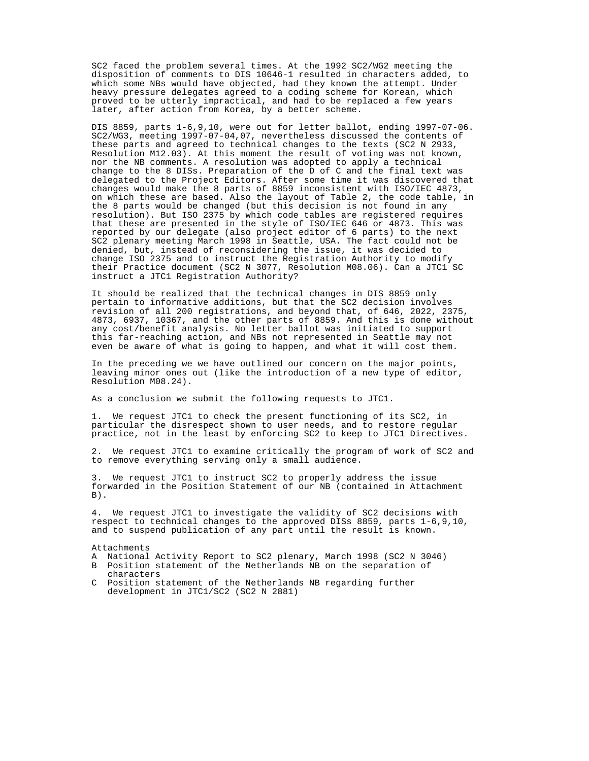SC2 faced the problem several times. At the 1992 SC2/WG2 meeting the disposition of comments to DIS 10646-1 resulted in characters added, to which some NBs would have objected, had they known the attempt. Under heavy pressure delegates agreed to a coding scheme for Korean, which proved to be utterly impractical, and had to be replaced a few years later, after action from Korea, by a better scheme.

DIS 8859, parts 1-6,9,10, were out for letter ballot, ending 1997-07-06. SC2/WG3, meeting 1997-07-04,07, nevertheless discussed the contents of these parts and agreed to technical changes to the texts (SC2 N 2933, Resolution M12.03). At this moment the result of voting was not known, nor the NB comments. A resolution was adopted to apply a technical change to the 8 DISs. Preparation of the D of C and the final text was delegated to the Project Editors. After some time it was discovered that changes would make the 8 parts of 8859 inconsistent with ISO/IEC 4873, on which these are based. Also the layout of Table 2, the code table, in the 8 parts would be changed (but this decision is not found in any resolution). But ISO 2375 by which code tables are registered requires that these are presented in the style of ISO/IEC 646 or 4873. This was reported by our delegate (also project editor of 6 parts) to the next SC2 plenary meeting March 1998 in Seattle, USA. The fact could not be denied, but, instead of reconsidering the issue, it was decided to change ISO 2375 and to instruct the Registration Authority to modify their Practice document (SC2 N 3077, Resolution M08.06). Can a JTC1 SC instruct a JTC1 Registration Authority?

It should be realized that the technical changes in DIS 8859 only pertain to informative additions, but that the SC2 decision involves revision of all 200 registrations, and beyond that, of 646, 2022, 2375, 4873, 6937, 10367, and the other parts of 8859. And this is done without any cost/benefit analysis. No letter ballot was initiated to support this far-reaching action, and NBs not represented in Seattle may not even be aware of what is going to happen, and what it will cost them.

In the preceding we we have outlined our concern on the major points, leaving minor ones out (like the introduction of a new type of editor, Resolution M08.24).

As a conclusion we submit the following requests to JTC1.

1. We request JTC1 to check the present functioning of its SC2, in particular the disrespect shown to user needs, and to restore regular practice, not in the least by enforcing SC2 to keep to JTC1 Directives.

2. We request JTC1 to examine critically the program of work of SC2 and to remove everything serving only a small audience.

3. We request JTC1 to instruct SC2 to properly address the issue forwarded in the Position Statement of our NB (contained in Attachment B).

4. We request JTC1 to investigate the validity of SC2 decisions with respect to technical changes to the approved DISs 8859, parts 1-6,9,10, and to suspend publication of any part until the result is known.

Attachments

A National Activity Report to SC2 plenary, March 1998 (SC2 N 3046)

B Position statement of the Netherlands NB on the separation of characters

C Position statement of the Netherlands NB regarding further development in JTC1/SC2 (SC2 N 2881)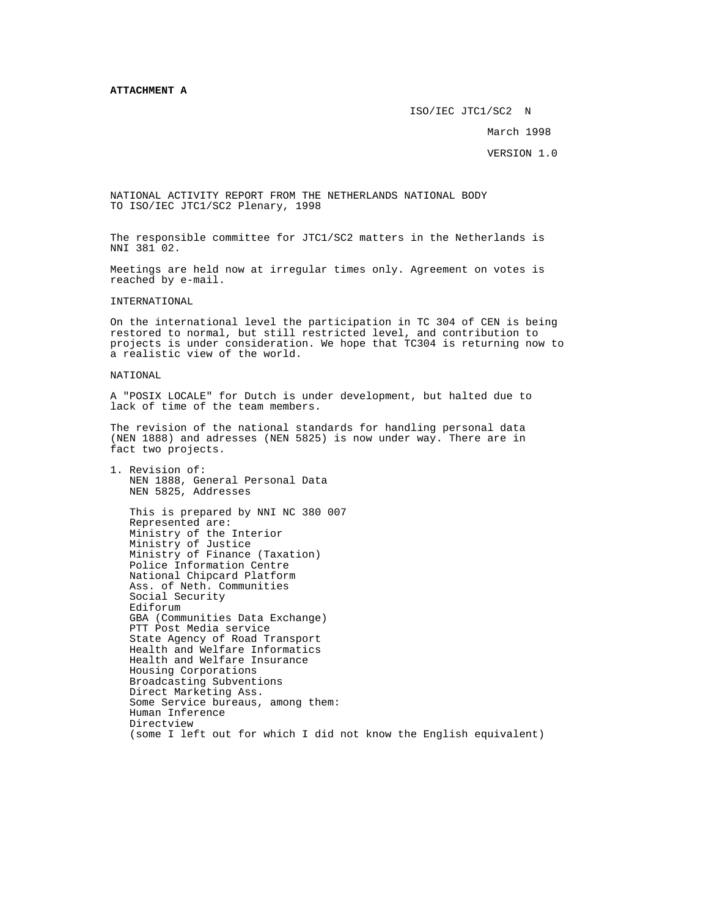**ATTACHMENT A**

ISO/IEC JTC1/SC2 N

March 1998

VERSION 1.0

NATIONAL ACTIVITY REPORT FROM THE NETHERLANDS NATIONAL BODY TO ISO/IEC JTC1/SC2 Plenary, 1998

The responsible committee for JTC1/SC2 matters in the Netherlands is NNI 381 02.

Meetings are held now at irregular times only. Agreement on votes is reached by e-mail.

INTERNATIONAL

On the international level the participation in TC 304 of CEN is being restored to normal, but still restricted level, and contribution to projects is under consideration. We hope that TC304 is returning now to a realistic view of the world.

NATIONAL

A "POSIX LOCALE" for Dutch is under development, but halted due to lack of time of the team members.

The revision of the national standards for handling personal data (NEN 1888) and adresses (NEN 5825) is now under way. There are in fact two projects.

1. Revision of:
   NEN 1888, General Personal Data
   NEN 5825, Addresses

   This is prepared by NNI NC 380 007
   Represented are:
   Ministry of the Interior
   Ministry of Justice
   Ministry of Finance (Taxation)
   Police Information Centre
   National Chipcard Platform
   Ass. of Neth. Communities
   Social Security
   Ediforum
   GBA (Communities Data Exchange)
   PTT Post Media service
   State Agency of Road Transport
   Health and Welfare Informatics
   Health and Welfare Insurance
   Housing Corporations
   Broadcasting Subventions
   Direct Marketing Ass.
   Some Service bureaus, among them:
   Human Inference
   Directview
   (some I left out for which I did not know the English equivalent)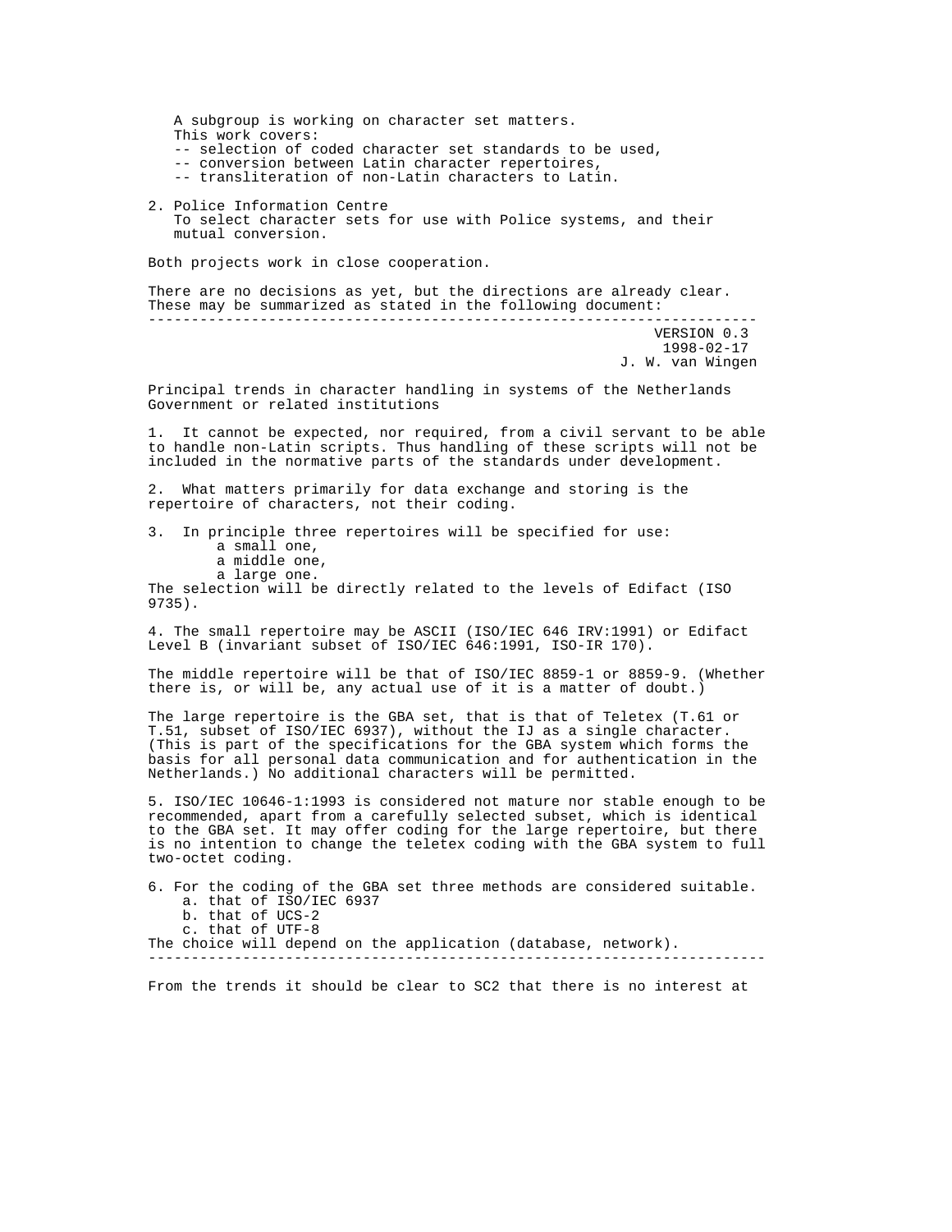A subgroup is working on character set matters.
This work covers:
-- selection of coded character set standards to be used,
-- conversion between Latin character repertoires,
-- transliteration of non-Latin characters to Latin.

2. Police Information Centre
   To select character sets for use with Police systems, and their mutual conversion.

Both projects work in close cooperation.

There are no decisions as yet, but the directions are already clear. These may be summarized as stated in the following document:

---

VERSION 0.3
1998-02-17
J. W. van Wingen

Principal trends in character handling in systems of the Netherlands Government or related institutions

1. It cannot be expected, nor required, from a civil servant to be able to handle non-Latin scripts. Thus handling of these scripts will not be included in the normative parts of the standards under development.

2. What matters primarily for data exchange and storing is the repertoire of characters, not their coding.

3. In principle three repertoires will be specified for use:
   - a small one,
   - a middle one,
   - a large one.

The selection will be directly related to the levels of Edifact (ISO 9735).

4. The small repertoire may be ASCII (ISO/IEC 646 IRV:1991) or Edifact Level B (invariant subset of ISO/IEC 646:1991, ISO-IR 170).

The middle repertoire will be that of ISO/IEC 8859-1 or 8859-9. (Whether there is, or will be, any actual use of it is a matter of doubt.)

The large repertoire is the GBA set, that is that of Teletex (T.61 or T.51, subset of ISO/IEC 6937), without the IJ as a single character. (This is part of the specifications for the GBA system which forms the basis for all personal data communication and for authentication in the Netherlands.) No additional characters will be permitted.

5. ISO/IEC 10646-1:1993 is considered not mature nor stable enough to be recommended, apart from a carefully selected subset, which is identical to the GBA set. It may offer coding for the large repertoire, but there is no intention to change the teletex coding with the GBA system to full two-octet coding.

6. For the coding of the GBA set three methods are considered suitable.
   a. that of ISO/IEC 6937
   b. that of UCS-2
   c. that of UTF-8

The choice will depend on the application (database, network).

---

From the trends it should be clear to SC2 that there is no interest at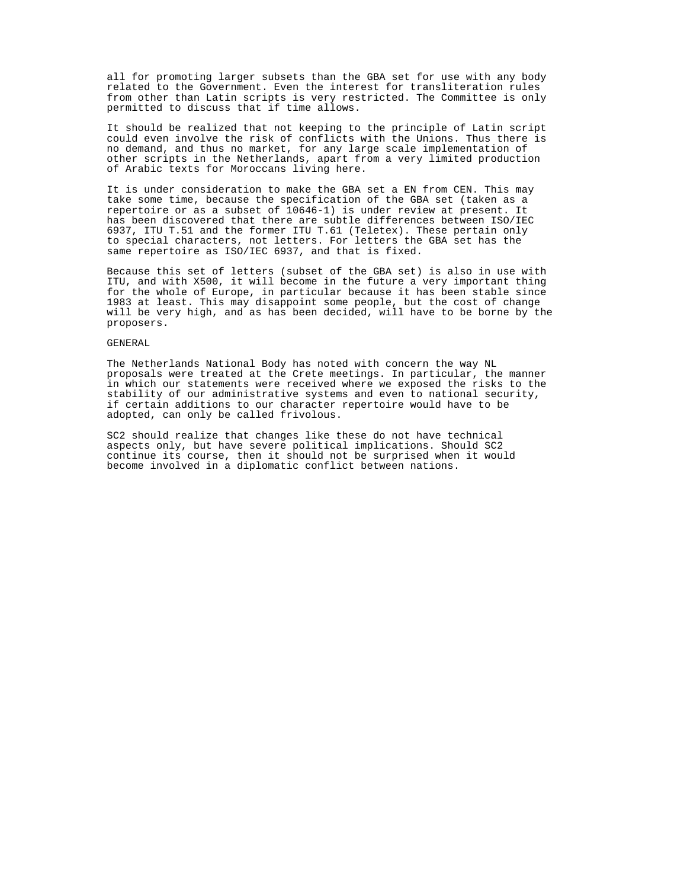all for promoting larger subsets than the GBA set for use with any body related to the Government. Even the interest for transliteration rules from other than Latin scripts is very restricted. The Committee is only permitted to discuss that if time allows.

It should be realized that not keeping to the principle of Latin script could even involve the risk of conflicts with the Unions. Thus there is no demand, and thus no market, for any large scale implementation of other scripts in the Netherlands, apart from a very limited production of Arabic texts for Moroccans living here.

It is under consideration to make the GBA set a EN from CEN. This may take some time, because the specification of the GBA set (taken as a repertoire or as a subset of 10646-1) is under review at present. It has been discovered that there are subtle differences between ISO/IEC 6937, ITU T.51 and the former ITU T.61 (Teletex). These pertain only to special characters, not letters. For letters the GBA set has the same repertoire as ISO/IEC 6937, and that is fixed.

Because this set of letters (subset of the GBA set) is also in use with ITU, and with X500, it will become in the future a very important thing for the whole of Europe, in particular because it has been stable since 1983 at least. This may disappoint some people, but the cost of change will be very high, and as has been decided, will have to be borne by the proposers.

GENERAL

The Netherlands National Body has noted with concern the way NL proposals were treated at the Crete meetings. In particular, the manner in which our statements were received where we exposed the risks to the stability of our administrative systems and even to national security, if certain additions to our character repertoire would have to be adopted, can only be called frivolous.

SC2 should realize that changes like these do not have technical aspects only, but have severe political implications. Should SC2 continue its course, then it should not be surprised when it would become involved in a diplomatic conflict between nations.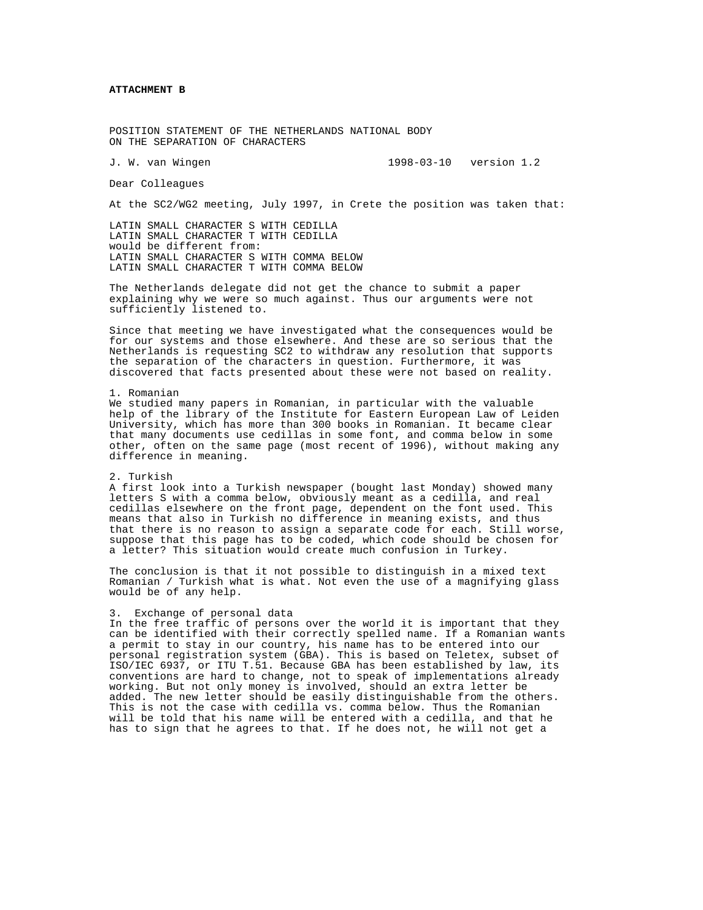**ATTACHMENT B**

POSITION STATEMENT OF THE NETHERLANDS NATIONAL BODY
ON THE SEPARATION OF CHARACTERS

J. W. van Wingen 1998-03-10 version 1.2

Dear Colleagues

At the SC2/WG2 meeting, July 1997, in Crete the position was taken that:

LATIN SMALL CHARACTER S WITH CEDILLA
LATIN SMALL CHARACTER T WITH CEDILLA
would be different from:
LATIN SMALL CHARACTER S WITH COMMA BELOW
LATIN SMALL CHARACTER T WITH COMMA BELOW

The Netherlands delegate did not get the chance to submit a paper explaining why we were so much against. Thus our arguments were not sufficiently listened to.

Since that meeting we have investigated what the consequences would be for our systems and those elsewhere. And these are so serious that the Netherlands is requesting SC2 to withdraw any resolution that supports the separation of the characters in question. Furthermore, it was discovered that facts presented about these were not based on reality.

1. Romanian
We studied many papers in Romanian, in particular with the valuable help of the library of the Institute for Eastern European Law of Leiden University, which has more than 300 books in Romanian. It became clear that many documents use cedillas in some font, and comma below in some other, often on the same page (most recent of 1996), without making any difference in meaning.

2. Turkish
A first look into a Turkish newspaper (bought last Monday) showed many letters S with a comma below, obviously meant as a cedilla, and real cedillas elsewhere on the front page, dependent on the font used. This means that also in Turkish no difference in meaning exists, and thus that there is no reason to assign a separate code for each. Still worse, suppose that this page has to be coded, which code should be chosen for a letter? This situation would create much confusion in Turkey.

The conclusion is that it not possible to distinguish in a mixed text Romanian / Turkish what is what. Not even the use of a magnifying glass would be of any help.

3. Exchange of personal data
In the free traffic of persons over the world it is important that they can be identified with their correctly spelled name. If a Romanian wants a permit to stay in our country, his name has to be entered into our personal registration system (GBA). This is based on Teletex, subset of ISO/IEC 6937, or ITU T.51. Because GBA has been established by law, its conventions are hard to change, not to speak of implementations already working. But not only money is involved, should an extra letter be added. The new letter should be easily distinguishable from the others. This is not the case with cedilla vs. comma below. Thus the Romanian will be told that his name will be entered with a cedilla, and that he has to sign that he agrees to that. If he does not, he will not get a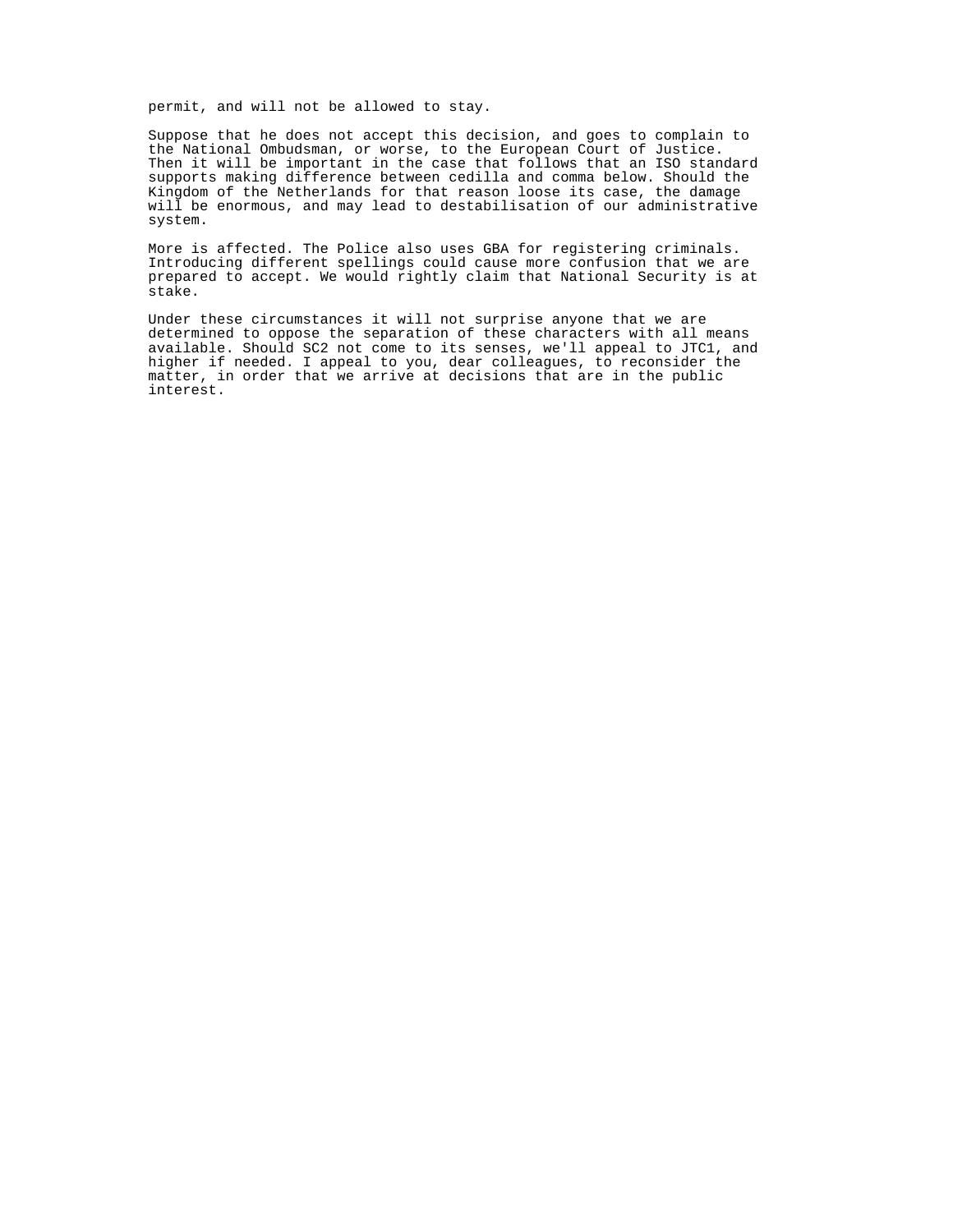permit, and will not be allowed to stay.

Suppose that he does not accept this decision, and goes to complain to the National Ombudsman, or worse, to the European Court of Justice. Then it will be important in the case that follows that an ISO standard supports making difference between cedilla and comma below. Should the Kingdom of the Netherlands for that reason loose its case, the damage will be enormous, and may lead to destabilisation of our administrative system.

More is affected. The Police also uses GBA for registering criminals. Introducing different spellings could cause more confusion that we are prepared to accept. We would rightly claim that National Security is at stake.

Under these circumstances it will not surprise anyone that we are determined to oppose the separation of these characters with all means available. Should SC2 not come to its senses, we'll appeal to JTC1, and higher if needed. I appeal to you, dear colleagues, to reconsider the matter, in order that we arrive at decisions that are in the public interest.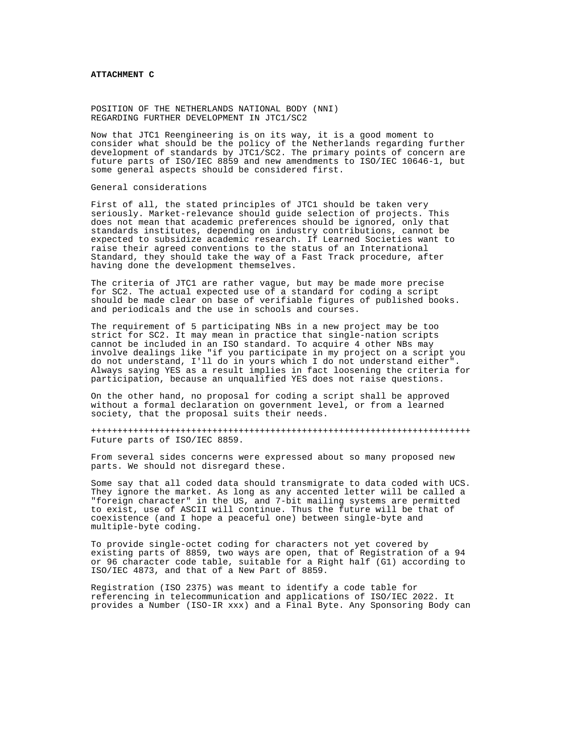**ATTACHMENT C**

POSITION OF THE NETHERLANDS NATIONAL BODY (NNI)
REGARDING FURTHER DEVELOPMENT IN JTC1/SC2

Now that JTC1 Reengineering is on its way, it is a good moment to consider what should be the policy of the Netherlands regarding further development of standards by JTC1/SC2. The primary points of concern are future parts of ISO/IEC 8859 and new amendments to ISO/IEC 10646-1, but some general aspects should be considered first.

General considerations

First of all, the stated principles of JTC1 should be taken very seriously. Market-relevance should guide selection of projects. This does not mean that academic preferences should be ignored, only that standards institutes, depending on industry contributions, cannot be expected to subsidize academic research. If Learned Societies want to raise their agreed conventions to the status of an International Standard, they should take the way of a Fast Track procedure, after having done the development themselves.

The criteria of JTC1 are rather vague, but may be made more precise for SC2. The actual expected use of a standard for coding a script should be made clear on base of verifiable figures of published books. and periodicals and the use in schools and courses.

The requirement of 5 participating NBs in a new project may be too strict for SC2. It may mean in practice that single-nation scripts cannot be included in an ISO standard. To acquire 4 other NBs may involve dealings like "if you participate in my project on a script you do not understand, I'll do in yours which I do not understand either". Always saying YES as a result implies in fact loosening the criteria for participation, because an unqualified YES does not raise questions.

On the other hand, no proposal for coding a script shall be approved without a formal declaration on government level, or from a learned society, that the proposal suits their needs.

++++++++++++++++++++++++++++++++++++++++++++++++++++++++++++++++++++++++
Future parts of ISO/IEC 8859.

From several sides concerns were expressed about so many proposed new parts. We should not disregard these.

Some say that all coded data should transmigrate to data coded with UCS. They ignore the market. As long as any accented letter will be called a "foreign character" in the US, and 7-bit mailing systems are permitted to exist, use of ASCII will continue. Thus the future will be that of coexistence (and I hope a peaceful one) between single-byte and multiple-byte coding.

To provide single-octet coding for characters not yet covered by existing parts of 8859, two ways are open, that of Registration of a 94 or 96 character code table, suitable for a Right half (G1) according to ISO/IEC 4873, and that of a New Part of 8859.

Registration (ISO 2375) was meant to identify a code table for referencing in telecommunication and applications of ISO/IEC 2022. It provides a Number (ISO-IR xxx) and a Final Byte. Any Sponsoring Body can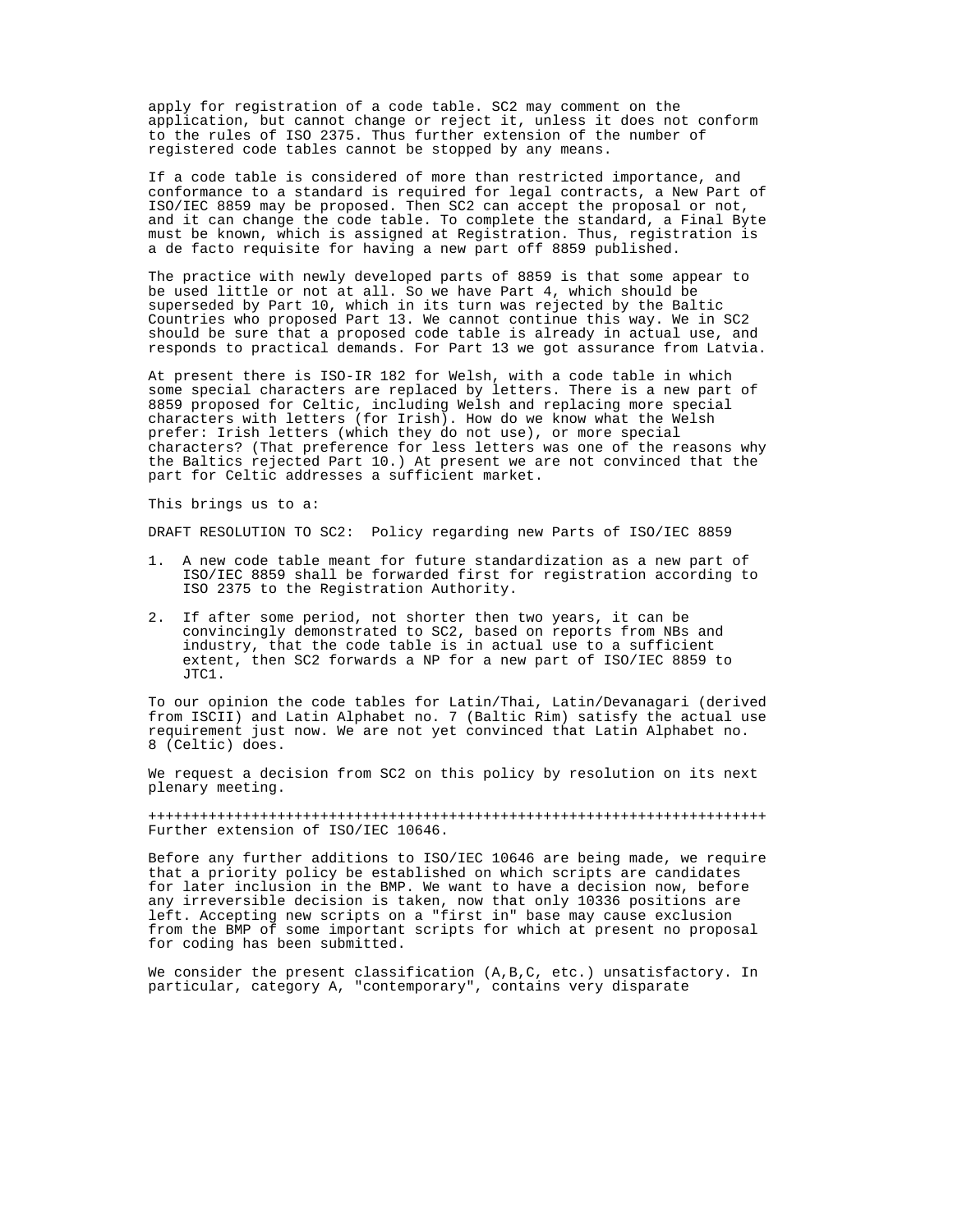apply for registration of a code table. SC2 may comment on the application, but cannot change or reject it, unless it does not conform to the rules of ISO 2375. Thus further extension of the number of registered code tables cannot be stopped by any means.

If a code table is considered of more than restricted importance, and conformance to a standard is required for legal contracts, a New Part of ISO/IEC 8859 may be proposed. Then SC2 can accept the proposal or not, and it can change the code table. To complete the standard, a Final Byte must be known, which is assigned at Registration. Thus, registration is a de facto requisite for having a new part off 8859 published.

The practice with newly developed parts of 8859 is that some appear to be used little or not at all. So we have Part 4, which should be superseded by Part 10, which in its turn was rejected by the Baltic Countries who proposed Part 13. We cannot continue this way. We in SC2 should be sure that a proposed code table is already in actual use, and responds to practical demands. For Part 13 we got assurance from Latvia.

At present there is ISO-IR 182 for Welsh, with a code table in which some special characters are replaced by letters. There is a new part of 8859 proposed for Celtic, including Welsh and replacing more special characters with letters (for Irish). How do we know what the Welsh prefer: Irish letters (which they do not use), or more special characters? (That preference for less letters was one of the reasons why the Baltics rejected Part 10.) At present we are not convinced that the part for Celtic addresses a sufficient market.

This brings us to a:

DRAFT RESOLUTION TO SC2: Policy regarding new Parts of ISO/IEC 8859

1. A new code table meant for future standardization as a new part of ISO/IEC 8859 shall be forwarded first for registration according to ISO 2375 to the Registration Authority.

2. If after some period, not shorter then two years, it can be convincingly demonstrated to SC2, based on reports from NBs and industry, that the code table is in actual use to a sufficient extent, then SC2 forwards a NP for a new part of ISO/IEC 8859 to JTC1.

To our opinion the code tables for Latin/Thai, Latin/Devanagari (derived from ISCII) and Latin Alphabet no. 7 (Baltic Rim) satisfy the actual use requirement just now. We are not yet convinced that Latin Alphabet no. 8 (Celtic) does.

We request a decision from SC2 on this policy by resolution on its next plenary meeting.

++++++++++++++++++++++++++++++++++++++++++++++++++++++++++++++++++++++++++

Further extension of ISO/IEC 10646.

Before any further additions to ISO/IEC 10646 are being made, we require that a priority policy be established on which scripts are candidates for later inclusion in the BMP. We want to have a decision now, before any irreversible decision is taken, now that only 10336 positions are left. Accepting new scripts on a "first in" base may cause exclusion from the BMP of some important scripts for which at present no proposal for coding has been submitted.

We consider the present classification (A,B,C, etc.) unsatisfactory. In particular, category A, "contemporary", contains very disparate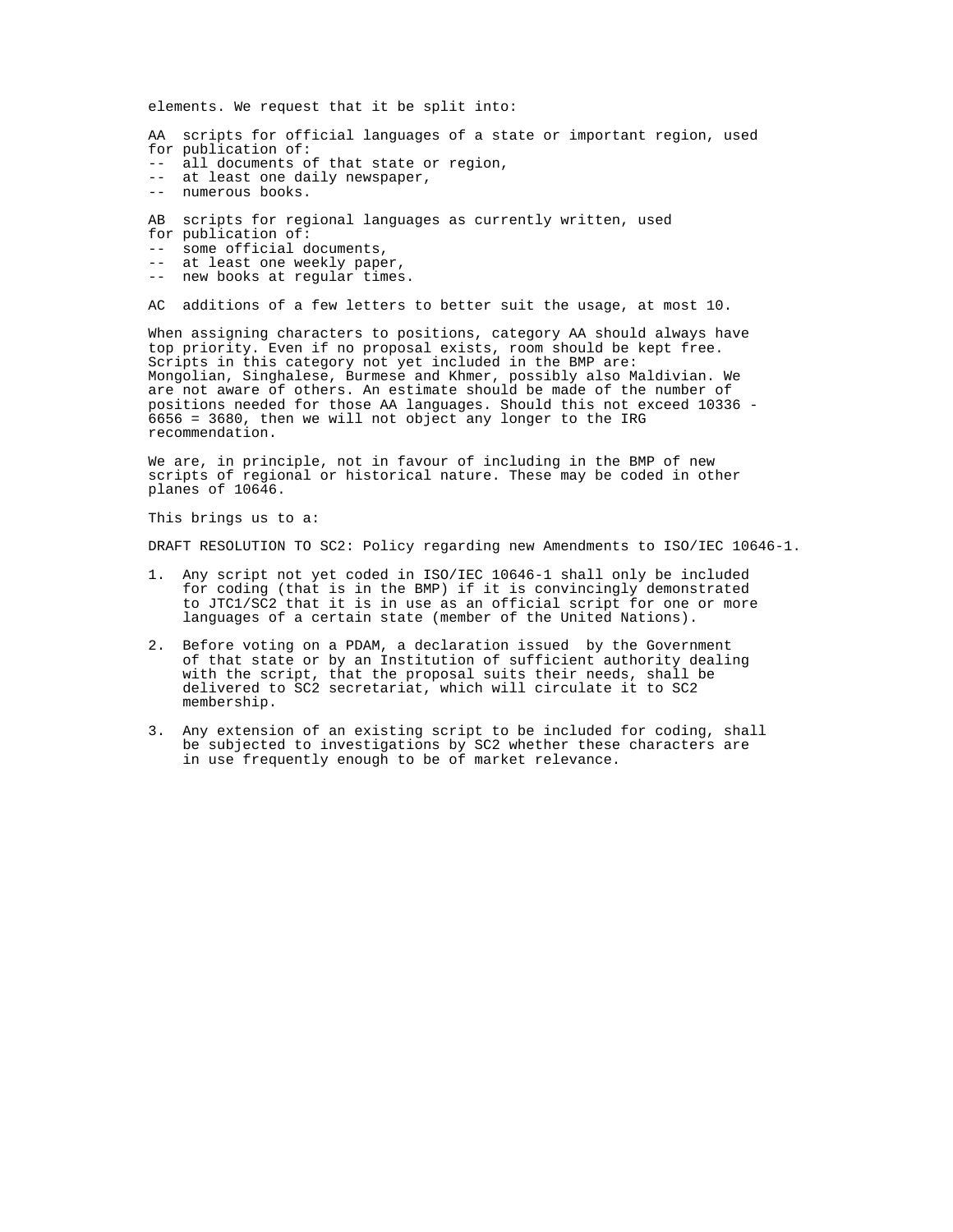elements. We request that it be split into:

AA scripts for official languages of a state or important region, used for publication of:
-- all documents of that state or region,
-- at least one daily newspaper,
-- numerous books.

AB scripts for regional languages as currently written, used for publication of:
-- some official documents,
-- at least one weekly paper,
-- new books at regular times.

AC additions of a few letters to better suit the usage, at most 10.

When assigning characters to positions, category AA should always have top priority. Even if no proposal exists, room should be kept free. Scripts in this category not yet included in the BMP are: Mongolian, Singhalese, Burmese and Khmer, possibly also Maldivian. We are not aware of others. An estimate should be made of the number of positions needed for those AA languages. Should this not exceed 10336 - 6656 = 3680, then we will not object any longer to the IRG recommendation.

We are, in principle, not in favour of including in the BMP of new scripts of regional or historical nature. These may be coded in other planes of 10646.

This brings us to a:

DRAFT RESOLUTION TO SC2: Policy regarding new Amendments to ISO/IEC 10646-1.

1. Any script not yet coded in ISO/IEC 10646-1 shall only be included for coding (that is in the BMP) if it is convincingly demonstrated to JTC1/SC2 that it is in use as an official script for one or more languages of a certain state (member of the United Nations).

2. Before voting on a PDAM, a declaration issued by the Government of that state or by an Institution of sufficient authority dealing with the script, that the proposal suits their needs, shall be delivered to SC2 secretariat, which will circulate it to SC2 membership.

3. Any extension of an existing script to be included for coding, shall be subjected to investigations by SC2 whether these characters are in use frequently enough to be of market relevance.